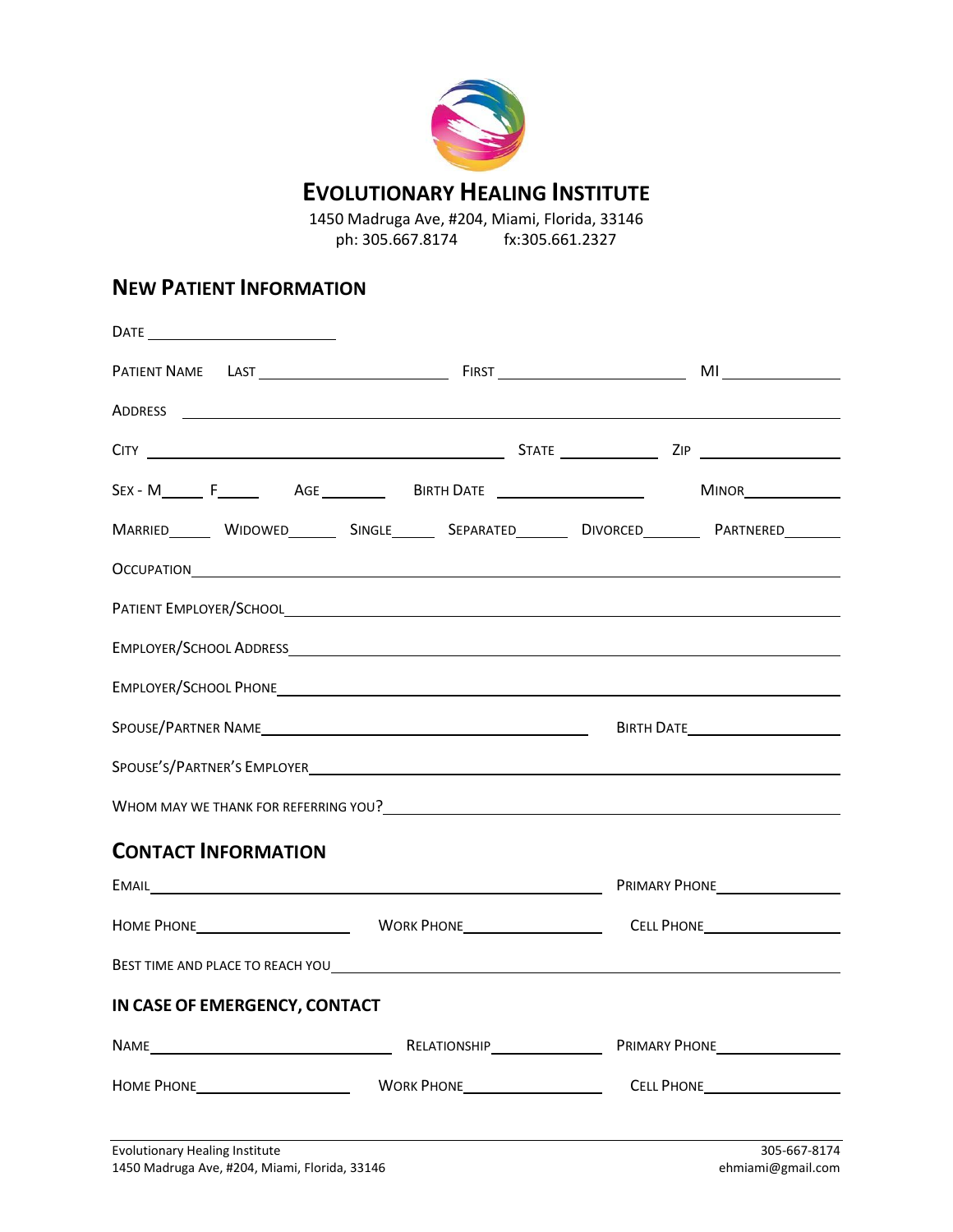# EVOLUTIONARY HEALING INSTITUTE

1450 Madruga Ave, #204, Miami, Florida, 33146
ph: 305.667.8174 fx:305.661.2327

## NEW PATIENT INFORMATION

DATE ____________________

PATIENT NAME LAST ____________________ FIRST ____________________ MI ____________

ADDRESS ________________________________________________________________

CITY ________________________________ STATE __________ ZIP ______________

SEX - M_____ F_____ AGE ________ BIRTH DATE ________________ MINOR____________

MARRIED______ WIDOWED______ SINGLE______ SEPARATED______ DIVORCED_______ PARTNERED_______

OCCUPATION________________________________________________________________

PATIENT EMPLOYER/SCHOOL________________________________________________________

EMPLOYER/SCHOOL ADDRESS_______________________________________________________

EMPLOYER/SCHOOL PHONE_________________________________________________________

SPOUSE/PARTNER NAME________________________________ BIRTH DATE__________________

SPOUSE'S/PARTNER'S EMPLOYER___________________________________________________

WHOM MAY WE THANK FOR REFERRING YOU?___________________________________________

## CONTACT INFORMATION

EMAIL______________________________________________ PRIMARY PHONE_______________

HOME PHONE__________________ WORK PHONE_________________ CELL PHONE________________

BEST TIME AND PLACE TO REACH YOU______________________________________________

### IN CASE OF EMERGENCY, CONTACT

NAME___________________________ RELATIONSHIP______________ PRIMARY PHONE_______________

HOME PHONE__________________ WORK PHONE_________________ CELL PHONE________________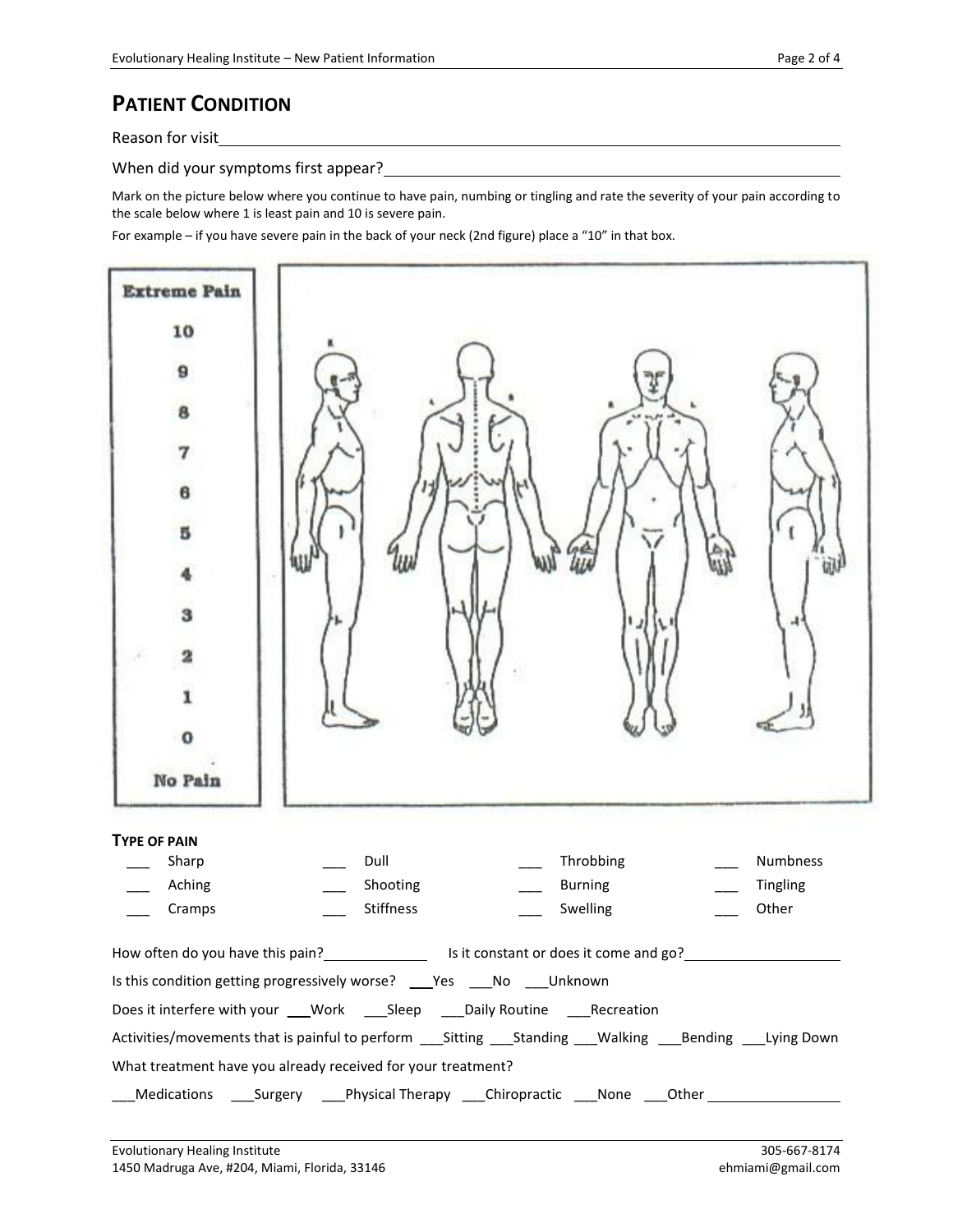## PATIENT CONDITION

Reason for visit\_\_\_\_\_\_\_\_\_\_\_\_\_\_\_\_\_\_\_\_\_\_\_\_\_\_\_\_\_\_\_\_\_\_\_\_\_\_\_\_\_\_\_\_\_\_\_\_\_\_\_\_

When did your symptoms first appear?\_\_\_\_\_\_\_\_\_\_\_\_\_\_\_\_\_\_\_\_\_\_\_\_\_\_\_\_\_\_\_\_\_\_\_\_\_\_\_\_

Mark on the picture below where you continue to have pain, numbing or tingling and rate the severity of your pain according to the scale below where 1 is least pain and 10 is severe pain.

For example – if you have severe pain in the back of your neck (2nd figure) place a "10" in that box.

Extreme Pain
10
9
8
7
6
5
4
3
2
1
0
No Pain

**TYPE OF PAIN**

| | | | |
|---|---|---|---|
| ___ Sharp | ___ Dull | ___ Throbbing | ___ Numbness |
| ___ Aching | ___ Shooting | ___ Burning | ___ Tingling |
| ___ Cramps | ___ Stiffness | ___ Swelling | ___ Other |

How often do you have this pain?\_\_\_\_\_\_\_\_\_\_\_\_ Is it constant or does it come and go?\_\_\_\_\_\_\_\_\_\_\_\_\_\_\_\_\_\_

Is this condition getting progressively worse? ___Yes ___No ___Unknown

Does it interfere with your ___Work ___Sleep ___Daily Routine ___Recreation

Activities/movements that is painful to perform ___Sitting ___Standing ___Walking ___Bending ___Lying Down

What treatment have you already received for your treatment?

___Medications ___Surgery ___Physical Therapy ___Chiropractic ___None ___Other \_\_\_\_\_\_\_\_\_\_\_\_\_\_\_\_

Evolutionary Healing Institute
1450 Madruga Ave, #204, Miami, Florida, 33146
305-667-8174
ehmiami@gmail.com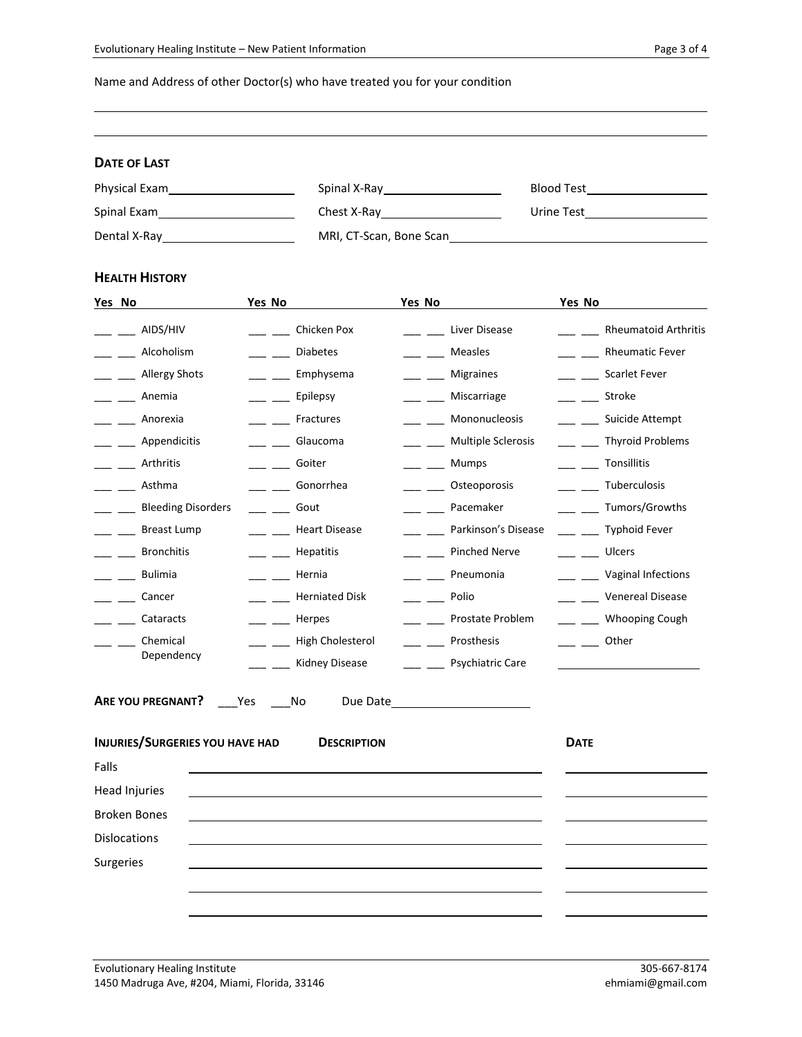Name and Address of other Doctor(s) who have treated you for your condition

\_\_\_\_\_\_\_\_\_\_\_\_\_\_\_\_\_\_\_\_\_\_\_\_\_\_\_\_\_\_\_\_\_\_\_\_\_\_\_\_\_\_\_\_\_\_\_\_\_\_\_\_\_\_\_\_\_\_\_\_\_\_\_\_\_\_\_\_\_\_\_\_

\_\_\_\_\_\_\_\_\_\_\_\_\_\_\_\_\_\_\_\_\_\_\_\_\_\_\_\_\_\_\_\_\_\_\_\_\_\_\_\_\_\_\_\_\_\_\_\_\_\_\_\_\_\_\_\_\_\_\_\_\_\_\_\_\_\_\_\_\_\_\_\_

## DATE OF LAST

| | | |
|---|---|---|
| Physical Exam\_\_\_\_\_\_\_\_\_\_ | Spinal X-Ray\_\_\_\_\_\_\_\_\_\_ | Blood Test\_\_\_\_\_\_\_\_\_\_ |
| Spinal Exam\_\_\_\_\_\_\_\_\_\_ | Chest X-Ray\_\_\_\_\_\_\_\_\_\_ | Urine Test\_\_\_\_\_\_\_\_\_\_ |
| Dental X-Ray\_\_\_\_\_\_\_\_\_\_ | MRI, CT-Scan, Bone Scan\_\_\_\_\_\_\_\_\_\_ | |

## HEALTH HISTORY

| Yes | No | | Yes | No | | Yes | No | | Yes | No | |
|---|---|---|---|---|---|---|---|---|---|---|---|
| \_\_\_ | \_\_\_ | AIDS/HIV | \_\_\_ | \_\_\_ | Chicken Pox | \_\_\_ | \_\_\_ | Liver Disease | \_\_\_ | \_\_\_ | Rheumatoid Arthritis |
| \_\_\_ | \_\_\_ | Alcoholism | \_\_\_ | \_\_\_ | Diabetes | \_\_\_ | \_\_\_ | Measles | \_\_\_ | \_\_\_ | Rheumatic Fever |
| \_\_\_ | \_\_\_ | Allergy Shots | \_\_\_ | \_\_\_ | Emphysema | \_\_\_ | \_\_\_ | Migraines | \_\_\_ | \_\_\_ | Scarlet Fever |
| \_\_\_ | \_\_\_ | Anemia | \_\_\_ | \_\_\_ | Epilepsy | \_\_\_ | \_\_\_ | Miscarriage | \_\_\_ | \_\_\_ | Stroke |
| \_\_\_ | \_\_\_ | Anorexia | \_\_\_ | \_\_\_ | Fractures | \_\_\_ | \_\_\_ | Mononucleosis | \_\_\_ | \_\_\_ | Suicide Attempt |
| \_\_\_ | \_\_\_ | Appendicitis | \_\_\_ | \_\_\_ | Glaucoma | \_\_\_ | \_\_\_ | Multiple Sclerosis | \_\_\_ | \_\_\_ | Thyroid Problems |
| \_\_\_ | \_\_\_ | Arthritis | \_\_\_ | \_\_\_ | Goiter | \_\_\_ | \_\_\_ | Mumps | \_\_\_ | \_\_\_ | Tonsillitis |
| \_\_\_ | \_\_\_ | Asthma | \_\_\_ | \_\_\_ | Gonorrhea | \_\_\_ | \_\_\_ | Osteoporosis | \_\_\_ | \_\_\_ | Tuberculosis |
| \_\_\_ | \_\_\_ | Bleeding Disorders | \_\_\_ | \_\_\_ | Gout | \_\_\_ | \_\_\_ | Pacemaker | \_\_\_ | \_\_\_ | Tumors/Growths |
| \_\_\_ | \_\_\_ | Breast Lump | \_\_\_ | \_\_\_ | Heart Disease | \_\_\_ | \_\_\_ | Parkinson's Disease | \_\_\_ | \_\_\_ | Typhoid Fever |
| \_\_\_ | \_\_\_ | Bronchitis | \_\_\_ | \_\_\_ | Hepatitis | \_\_\_ | \_\_\_ | Pinched Nerve | \_\_\_ | \_\_\_ | Ulcers |
| \_\_\_ | \_\_\_ | Bulimia | \_\_\_ | \_\_\_ | Hernia | \_\_\_ | \_\_\_ | Pneumonia | \_\_\_ | \_\_\_ | Vaginal Infections |
| \_\_\_ | \_\_\_ | Cancer | \_\_\_ | \_\_\_ | Herniated Disk | \_\_\_ | \_\_\_ | Polio | \_\_\_ | \_\_\_ | Venereal Disease |
| \_\_\_ | \_\_\_ | Cataracts | \_\_\_ | \_\_\_ | Herpes | \_\_\_ | \_\_\_ | Prostate Problem | \_\_\_ | \_\_\_ | Whooping Cough |
| \_\_\_ | \_\_\_ | Chemical Dependency | \_\_\_ | \_\_\_ | High Cholesterol | \_\_\_ | \_\_\_ | Prosthesis | \_\_\_ | \_\_\_ | Other |
| | | | \_\_\_ | \_\_\_ | Kidney Disease | \_\_\_ | \_\_\_ | Psychiatric Care | | | \_\_\_\_\_\_\_\_\_\_ |

**ARE YOU PREGNANT?** \_\_\_Yes \_\_\_No Due Date\_\_\_\_\_\_\_\_\_\_

| INJURIES/SURGERIES YOU HAVE HAD | DESCRIPTION | DATE |
|---|---|---|
| Falls | | |
| Head Injuries | | |
| Broken Bones | | |
| Dislocations | | |
| Surgeries | | |
| | | |
| | | |

Evolutionary Healing Institute
1450 Madruga Ave, #204, Miami, Florida, 33146

305-667-8174
ehmiami@gmail.com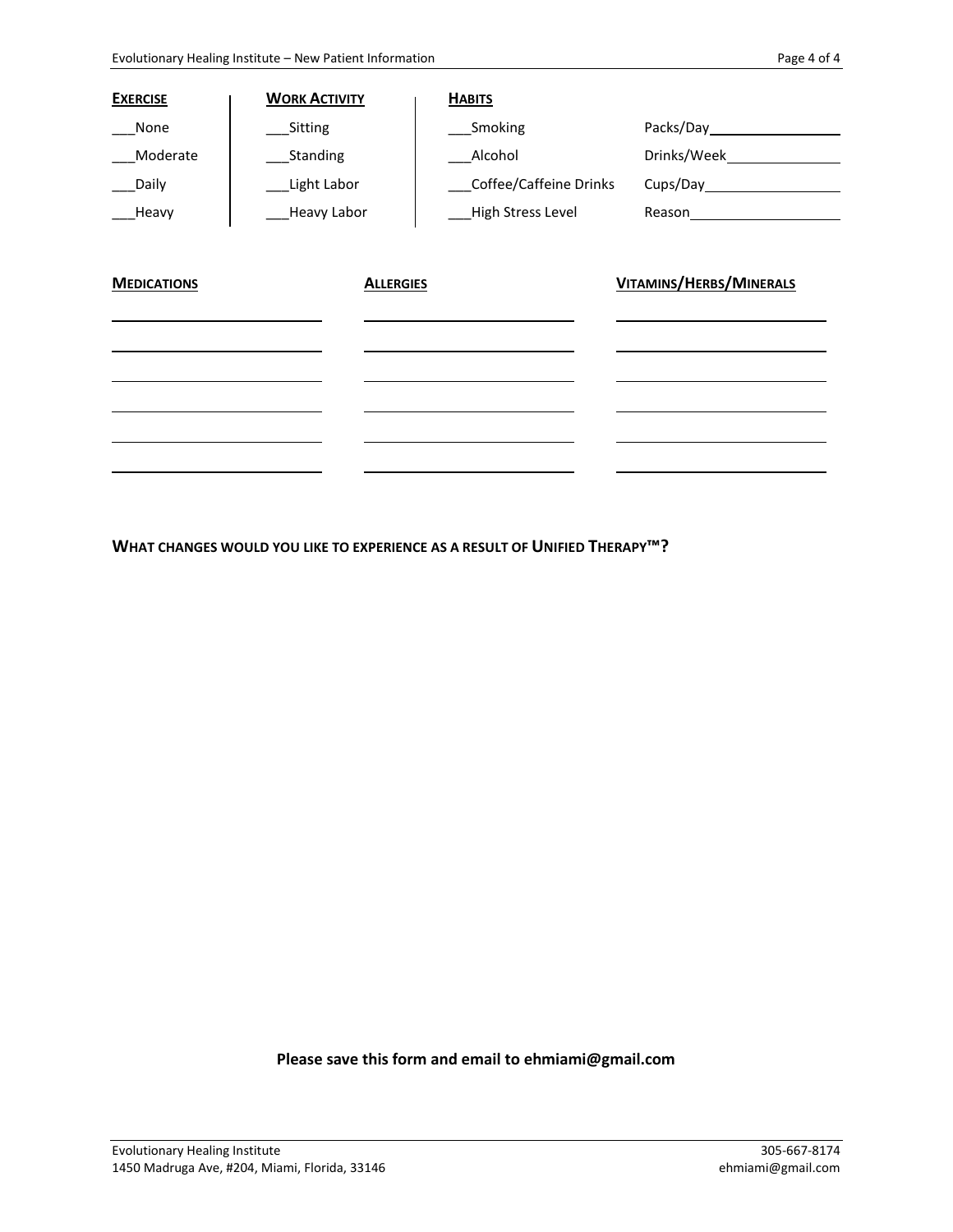| **EXERCISE** | **WORK ACTIVITY** | **HABITS** | |
|---|---|---|---|
| ___None | ___Sitting | ___Smoking | Packs/Day________________ |
| ___Moderate | ___Standing | ___Alcohol | Drinks/Week______________ |
| ___Daily | ___Light Labor | ___Coffee/Caffeine Drinks | Cups/Day_________________ |
| ___Heavy | ___Heavy Labor | ___High Stress Level | Reason___________________ |

| **MEDICATIONS** | **ALLERGIES** | **VITAMINS/HERBS/MINERALS** |
|---|---|---|
| ______________________ | ______________________ | ______________________ |
| ______________________ | ______________________ | ______________________ |
| ______________________ | ______________________ | ______________________ |
| ______________________ | ______________________ | ______________________ |
| ______________________ | ______________________ | ______________________ |
| ______________________ | ______________________ | ______________________ |

**WHAT CHANGES WOULD YOU LIKE TO EXPERIENCE AS A RESULT OF UNIFIED THERAPY™?**

**Please save this form and email to ehmiami@gmail.com**

Evolutionary Healing Institute
1450 Madruga Ave, #204, Miami, Florida, 33146

305-667-8174
ehmiami@gmail.com